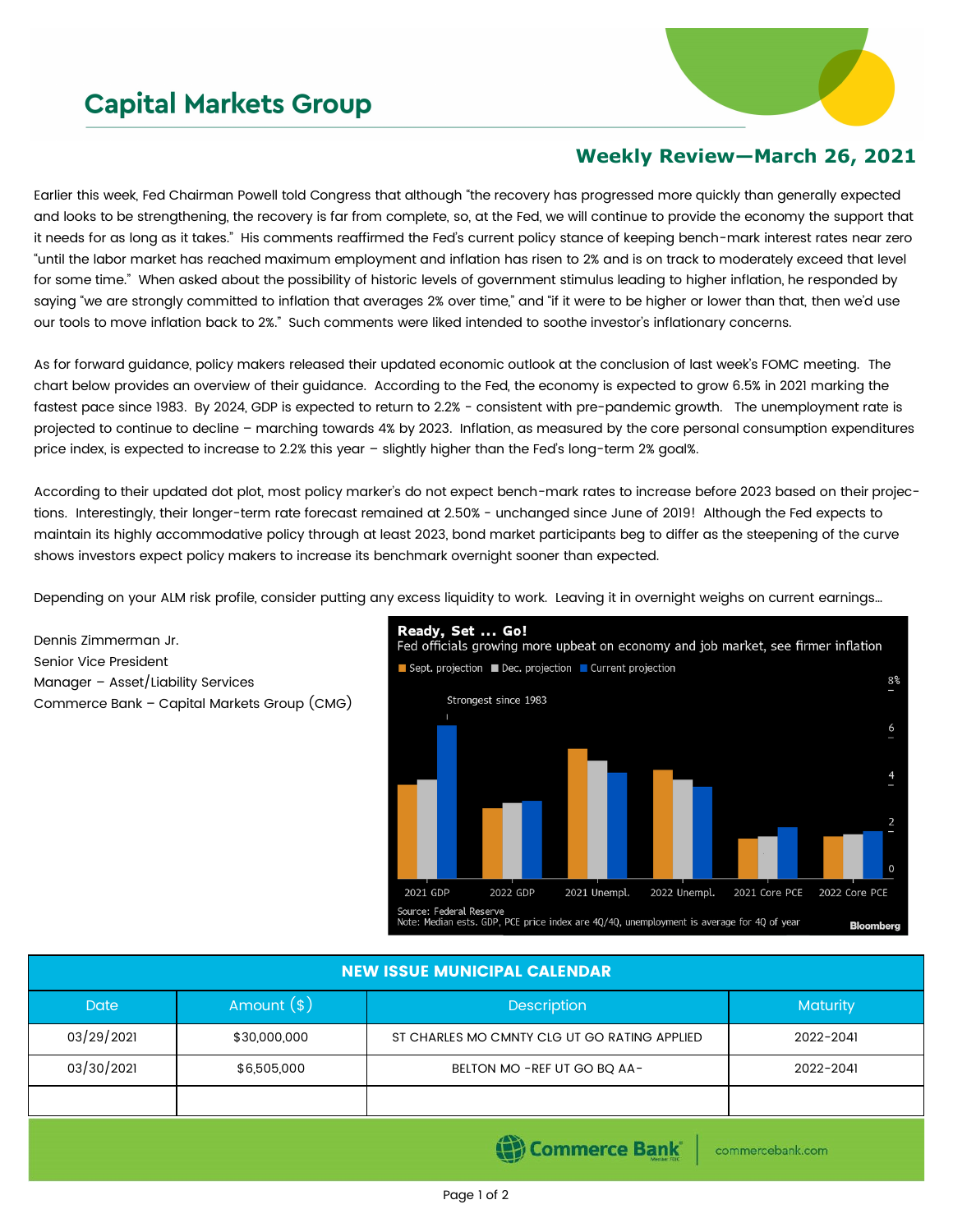# Capital Markets Group

## Weekly Review—March 26, 2021

Earlier this week, Fed Chairman Powell told Congress that although "the recovery has progressed more quickly than generally expected and looks to be strengthening, the recovery is far from complete, so, at the Fed, we will continue to provide the economy the support that it needs for as long as it takes." His comments reaffirmed the Fed's current policy stance of keeping bench-mark interest rates near zero "until the labor market has reached maximum employment and inflation has risen to 2% and is on track to moderately exceed that level for some time." When asked about the possibility of historic levels of government stimulus leading to higher inflation, he responded by saying "we are strongly committed to inflation that averages 2% over time," and "if it were to be higher or lower than that, then we'd use our tools to move inflation back to 2%." Such comments were liked intended to soothe investor's inflationary concerns.

As for forward guidance, policy makers released their updated economic outlook at the conclusion of last week's FOMC meeting. The chart below provides an overview of their guidance. According to the Fed, the economy is expected to grow 6.5% in 2021 marking the fastest pace since 1983. By 2024, GDP is expected to return to 2.2% - consistent with pre-pandemic growth. The unemployment rate is projected to continue to decline – marching towards 4% by 2023. Inflation, as measured by the core personal consumption expenditures price index, is expected to increase to 2.2% this year – slightly higher than the Fed's long-term 2% goal%.

According to their updated dot plot, most policy marker's do not expect bench-mark rates to increase before 2023 based on their projections. Interestingly, their longer-term rate forecast remained at 2.50% - unchanged since June of 2019! Although the Fed expects to maintain its highly accommodative policy through at least 2023, bond market participants beg to differ as the steepening of the curve shows investors expect policy makers to increase its benchmark overnight sooner than expected.

Depending on your ALM risk profile, consider putting any excess liquidity to work. Leaving it in overnight weighs on current earnings…

Dennis Zimmerman Jr.
Senior Vice President
Manager – Asset/Liability Services
Commerce Bank – Capital Markets Group (CMG)

**Ready, Set … Go!**
Fed officials growing more upbeat on economy and job market, see firmer inflation

Sept. projection | Dec. projection | Current projection

Strongest since 1983

2021 GDP | 2022 GDP | 2021 Unempl. | 2022 Unempl. | 2021 Core PCE | 2022 Core PCE

Source: Federal Reserve
Note: Median ests. GDP, PCE price index are 4Q/4Q, unemployment is average for 4Q of year

Bloomberg

| NEW ISSUE MUNICIPAL CALENDAR | | | |
|---|---|---|---|
| **Date** | **Amount ($)** | **Description** | **Maturity** |
| 03/29/2021 | $30,000,000 | ST CHARLES MO CMNTY CLG UT GO RATING APPLIED | 2022-2041 |
| 03/30/2021 | $6,505,000 | BELTON MO -REF UT GO BQ AA- | 2022-2041 |
| | | | |

Commerce Bank | commercebank.com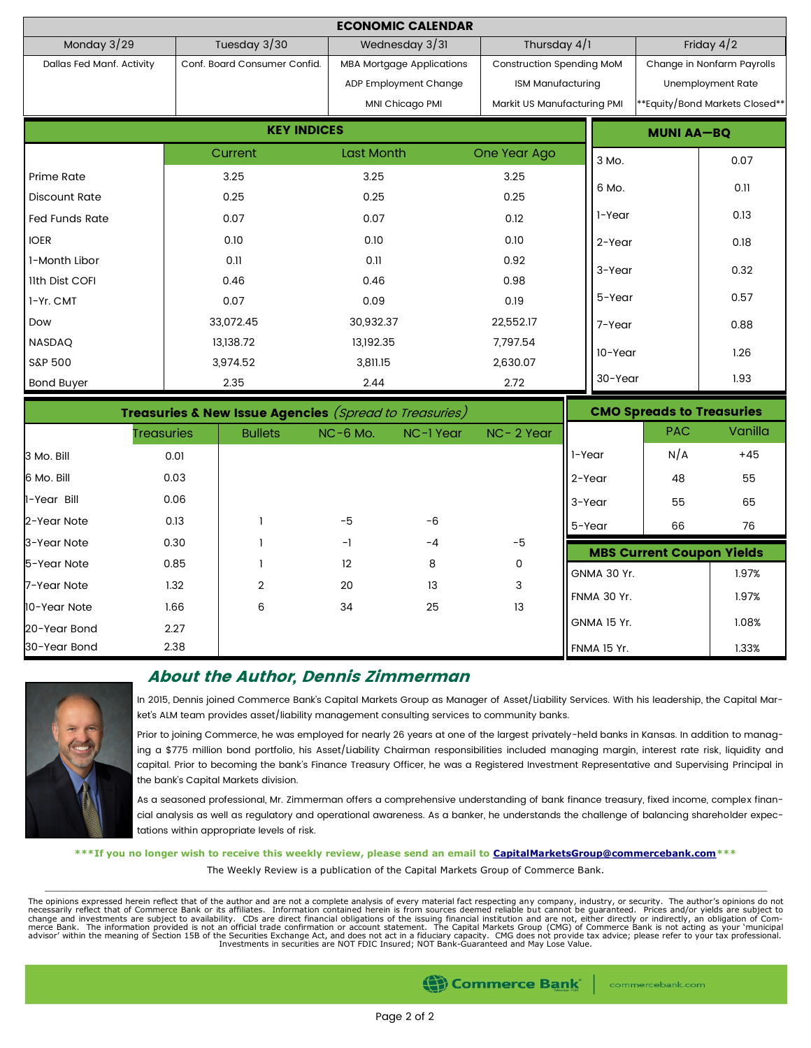## ECONOMIC CALENDAR

| Monday 3/29 | Tuesday 3/30 | Wednesday 3/31 | Thursday 4/1 | Friday 4/2 |
|---|---|---|---|---|
| Dallas Fed Manf. Activity | Conf. Board Consumer Confid. | MBA Mortgage Applications | Construction Spending MoM | Change in Nonfarm Payrolls |
| | | ADP Employment Change | ISM Manufacturing | Unemployment Rate |
| | | MNI Chicago PMI | Markit US Manufacturing PMI | **Equity/Bond Markets Closed** |

## KEY INDICES

| | Current | Last Month | One Year Ago |
|---|---|---|---|
| Prime Rate | 3.25 | 3.25 | 3.25 |
| Discount Rate | 0.25 | 0.25 | 0.25 |
| Fed Funds Rate | 0.07 | 0.07 | 0.12 |
| IOER | 0.10 | 0.10 | 0.10 |
| 1-Month Libor | 0.11 | 0.11 | 0.92 |
| 11th Dist COFI | 0.46 | 0.46 | 0.98 |
| 1-Yr. CMT | 0.07 | 0.09 | 0.19 |
| Dow | 33,072.45 | 30,932.37 | 22,552.17 |
| NASDAQ | 13,138.72 | 13,192.35 | 7,797.54 |
| S&P 500 | 3,974.52 | 3,811.15 | 2,630.07 |
| Bond Buyer | 2.35 | 2.44 | 2.72 |

## MUNI AA—BQ

| | |
|---|---|
| 3 Mo. | 0.07 |
| 6 Mo. | 0.11 |
| 1-Year | 0.13 |
| 2-Year | 0.18 |
| 3-Year | 0.32 |
| 5-Year | 0.57 |
| 7-Year | 0.88 |
| 10-Year | 1.26 |
| 30-Year | 1.93 |

## Treasuries & New Issue Agencies *(Spread to Treasuries)*

| | Treasuries | Bullets | NC-6 Mo. | NC-1 Year | NC- 2 Year |
|---|---|---|---|---|---|
| 3 Mo. Bill | 0.01 | | | | |
| 6 Mo. Bill | 0.03 | | | | |
| 1-Year Bill | 0.06 | | | | |
| 2-Year Note | 0.13 | 1 | -5 | -6 | |
| 3-Year Note | 0.30 | 1 | -1 | -4 | -5 |
| 5-Year Note | 0.85 | 1 | 12 | 8 | 0 |
| 7-Year Note | 1.32 | 2 | 20 | 13 | 3 |
| 10-Year Note | 1.66 | 6 | 34 | 25 | 13 |
| 20-Year Bond | 2.27 | | | | |
| 30-Year Bond | 2.38 | | | | |

## CMO Spreads to Treasuries

| | PAC | Vanilla |
|---|---|---|
| 1-Year | N/A | +45 |
| 2-Year | 48 | 55 |
| 3-Year | 55 | 65 |
| 5-Year | 66 | 76 |

## MBS Current Coupon Yields

| | |
|---|---|
| GNMA 30 Yr. | 1.97% |
| FNMA 30 Yr. | 1.97% |
| GNMA 15 Yr. | 1.08% |
| FNMA 15 Yr. | 1.33% |

## *About the Author, Dennis Zimmerman*

In 2015, Dennis joined Commerce Bank's Capital Markets Group as Manager of Asset/Liability Services. With his leadership, the Capital Market's ALM team provides asset/liability management consulting services to community banks.

Prior to joining Commerce, he was employed for nearly 26 years at one of the largest privately-held banks in Kansas. In addition to managing a $775 million bond portfolio, his Asset/Liability Chairman responsibilities included managing margin, interest rate risk, liquidity and capital. Prior to becoming the bank's Finance Treasury Officer, he was a Registered Investment Representative and Supervising Principal in the bank's Capital Markets division.

As a seasoned professional, Mr. Zimmerman offers a comprehensive understanding of bank finance treasury, fixed income, complex financial analysis as well as regulatory and operational awareness. As a banker, he understands the challenge of balancing shareholder expectations within appropriate levels of risk.

***If you no longer wish to receive this weekly review, please send an email to CapitalMarketsGroup@commercebank.com***

The Weekly Review is a publication of the Capital Markets Group of Commerce Bank.

The opinions expressed herein reflect that of the author and are not a complete analysis of every material fact respecting any company, industry, or security. The author's opinions do not necessarily reflect that of Commerce Bank or its affiliates. Information contained herein is from sources deemed reliable but cannot be guaranteed. Prices and/or yields are subject to change and investments are subject to availability. CDs are direct financial obligations of the issuing financial institution and are not, either directly or indirectly, an obligation of Commerce Bank. The information provided is not an official trade confirmation or account statement. The Capital Markets Group (CMG) of Commerce Bank is not acting as your 'municipal advisor' within the meaning of Section 15B of the Securities Exchange Act, and does not act in a fiduciary capacity. CMG does not provide tax advice; please refer to your tax professional. Investments in securities are NOT FDIC Insured; NOT Bank-Guaranteed and May Lose Value.

Commerce Bank | commercebank.com